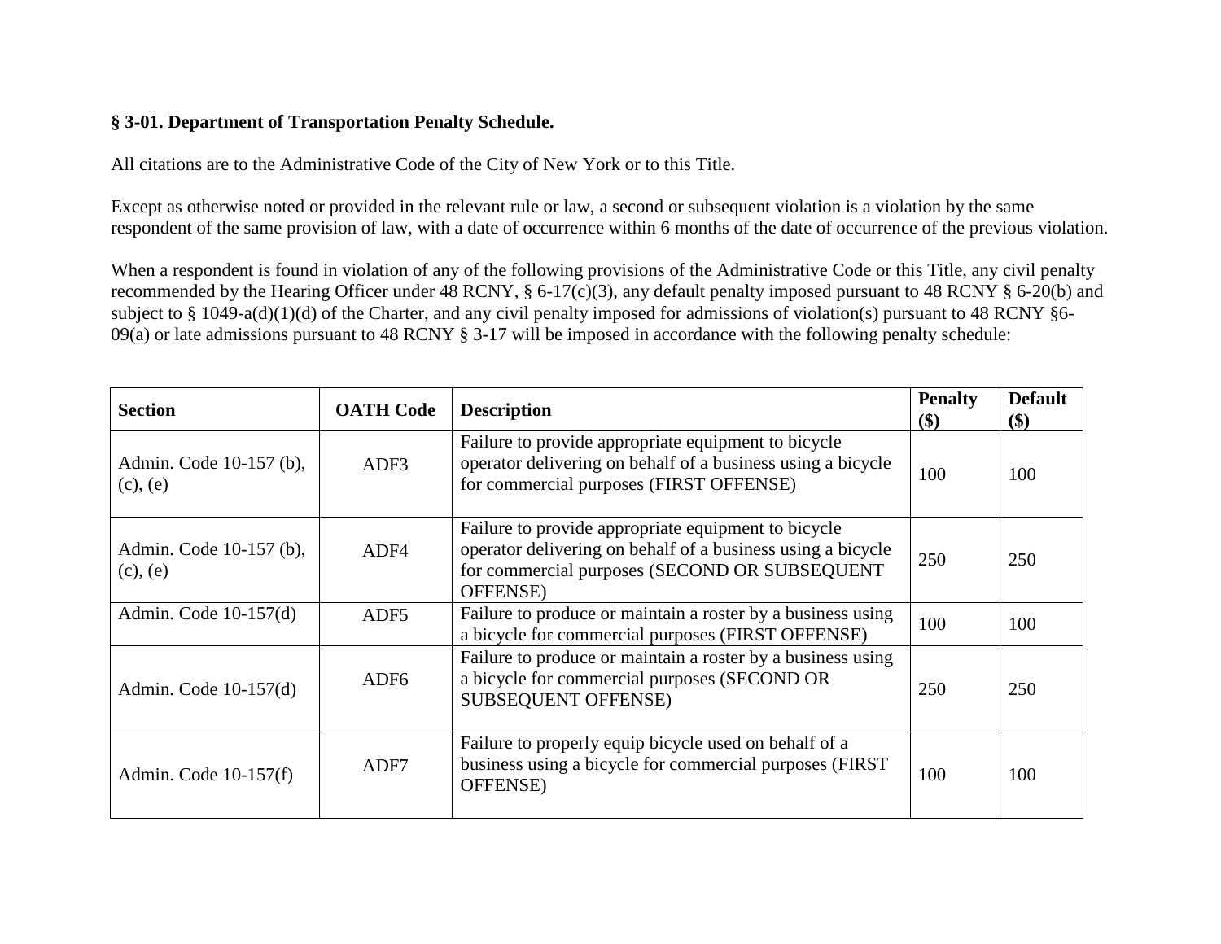**§ 3-01. Department of Transportation Penalty Schedule.**

All citations are to the Administrative Code of the City of New York or to this Title.

Except as otherwise noted or provided in the relevant rule or law, a second or subsequent violation is a violation by the same respondent of the same provision of law, with a date of occurrence within 6 months of the date of occurrence of the previous violation.

When a respondent is found in violation of any of the following provisions of the Administrative Code or this Title, any civil penalty recommended by the Hearing Officer under 48 RCNY, § 6-17(c)(3), any default penalty imposed pursuant to 48 RCNY § 6-20(b) and subject to § 1049-a(d)(1)(d) of the Charter, and any civil penalty imposed for admissions of violation(s) pursuant to 48 RCNY §6-09(a) or late admissions pursuant to 48 RCNY § 3-17 will be imposed in accordance with the following penalty schedule:

| Section | OATH Code | Description | Penalty ($) | Default ($) |
|---|---|---|---|---|
| Admin. Code 10-157 (b), (c), (e) | ADF3 | Failure to provide appropriate equipment to bicycle operator delivering on behalf of a business using a bicycle for commercial purposes (FIRST OFFENSE) | 100 | 100 |
| Admin. Code 10-157 (b), (c), (e) | ADF4 | Failure to provide appropriate equipment to bicycle operator delivering on behalf of a business using a bicycle for commercial purposes (SECOND OR SUBSEQUENT OFFENSE) | 250 | 250 |
| Admin. Code 10-157(d) | ADF5 | Failure to produce or maintain a roster by a business using a bicycle for commercial purposes (FIRST OFFENSE) | 100 | 100 |
| Admin. Code 10-157(d) | ADF6 | Failure to produce or maintain a roster by a business using a bicycle for commercial purposes (SECOND OR SUBSEQUENT OFFENSE) | 250 | 250 |
| Admin. Code 10-157(f) | ADF7 | Failure to properly equip bicycle used on behalf of a business using a bicycle for commercial purposes (FIRST OFFENSE) | 100 | 100 |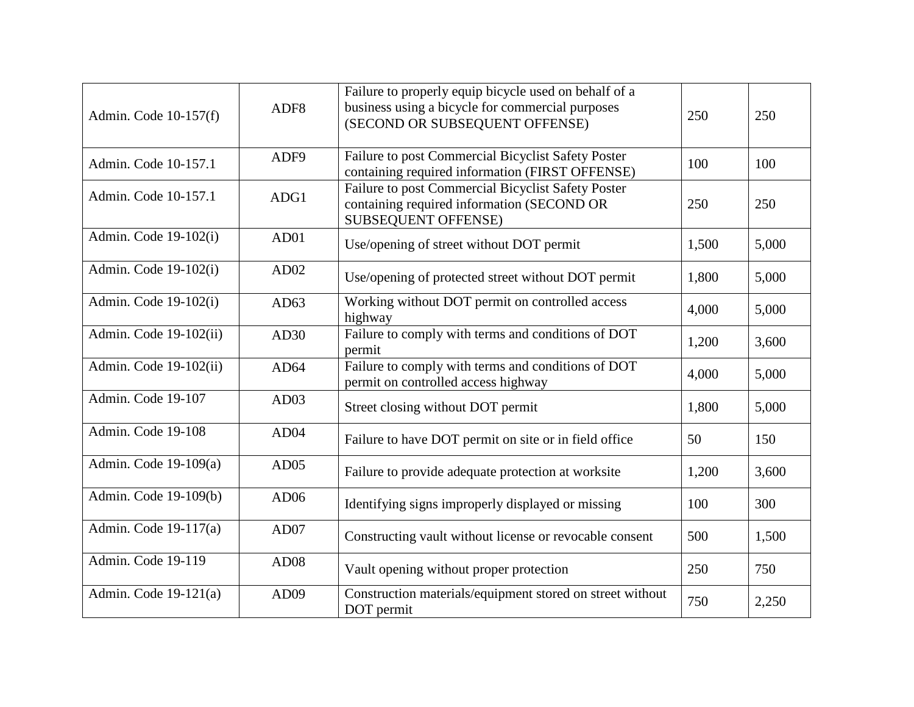| | | | | |
|---|---|---|---|---|
| Admin. Code 10-157(f) | ADF8 | Failure to properly equip bicycle used on behalf of a business using a bicycle for commercial purposes (SECOND OR SUBSEQUENT OFFENSE) | 250 | 250 |
| Admin. Code 10-157.1 | ADF9 | Failure to post Commercial Bicyclist Safety Poster containing required information (FIRST OFFENSE) | 100 | 100 |
| Admin. Code 10-157.1 | ADG1 | Failure to post Commercial Bicyclist Safety Poster containing required information (SECOND OR SUBSEQUENT OFFENSE) | 250 | 250 |
| Admin. Code 19-102(i) | AD01 | Use/opening of street without DOT permit | 1,500 | 5,000 |
| Admin. Code 19-102(i) | AD02 | Use/opening of protected street without DOT permit | 1,800 | 5,000 |
| Admin. Code 19-102(i) | AD63 | Working without DOT permit on controlled access highway | 4,000 | 5,000 |
| Admin. Code 19-102(ii) | AD30 | Failure to comply with terms and conditions of DOT permit | 1,200 | 3,600 |
| Admin. Code 19-102(ii) | AD64 | Failure to comply with terms and conditions of DOT permit on controlled access highway | 4,000 | 5,000 |
| Admin. Code 19-107 | AD03 | Street closing without DOT permit | 1,800 | 5,000 |
| Admin. Code 19-108 | AD04 | Failure to have DOT permit on site or in field office | 50 | 150 |
| Admin. Code 19-109(a) | AD05 | Failure to provide adequate protection at worksite | 1,200 | 3,600 |
| Admin. Code 19-109(b) | AD06 | Identifying signs improperly displayed or missing | 100 | 300 |
| Admin. Code 19-117(a) | AD07 | Constructing vault without license or revocable consent | 500 | 1,500 |
| Admin. Code 19-119 | AD08 | Vault opening without proper protection | 250 | 750 |
| Admin. Code 19-121(a) | AD09 | Construction materials/equipment stored on street without DOT permit | 750 | 2,250 |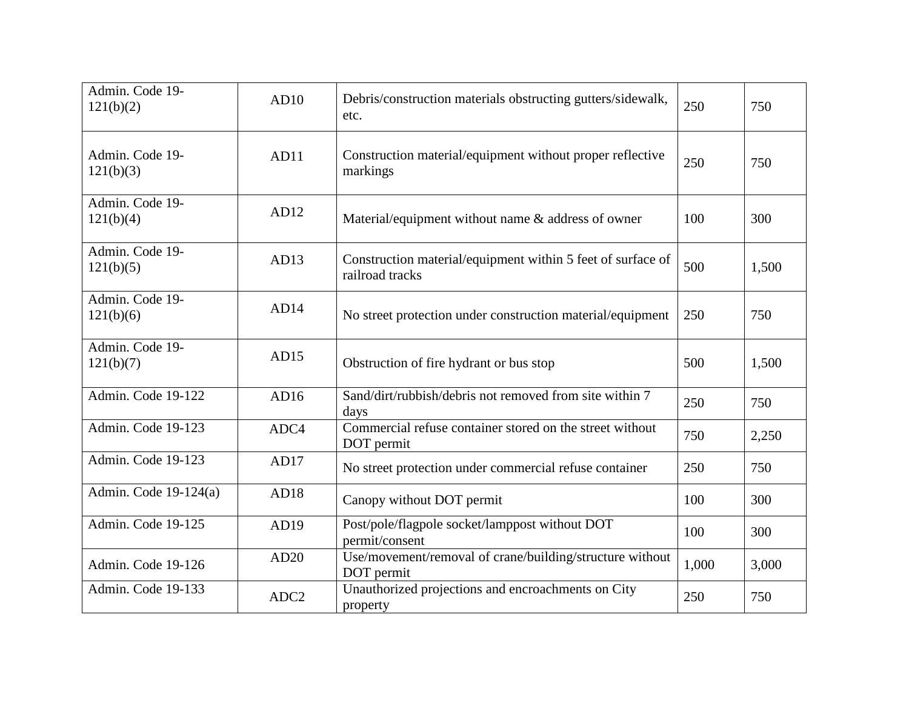| Admin. Code 19-121(b)(2) | AD10 | Debris/construction materials obstructing gutters/sidewalk, etc. | 250 | 750 |
|---|---|---|---|---|
| Admin. Code 19-121(b)(3) | AD11 | Construction material/equipment without proper reflective markings | 250 | 750 |
| Admin. Code 19-121(b)(4) | AD12 | Material/equipment without name & address of owner | 100 | 300 |
| Admin. Code 19-121(b)(5) | AD13 | Construction material/equipment within 5 feet of surface of railroad tracks | 500 | 1,500 |
| Admin. Code 19-121(b)(6) | AD14 | No street protection under construction material/equipment | 250 | 750 |
| Admin. Code 19-121(b)(7) | AD15 | Obstruction of fire hydrant or bus stop | 500 | 1,500 |
| Admin. Code 19-122 | AD16 | Sand/dirt/rubbish/debris not removed from site within 7 days | 250 | 750 |
| Admin. Code 19-123 | ADC4 | Commercial refuse container stored on the street without DOT permit | 750 | 2,250 |
| Admin. Code 19-123 | AD17 | No street protection under commercial refuse container | 250 | 750 |
| Admin. Code 19-124(a) | AD18 | Canopy without DOT permit | 100 | 300 |
| Admin. Code 19-125 | AD19 | Post/pole/flagpole socket/lamppost without DOT permit/consent | 100 | 300 |
| Admin. Code 19-126 | AD20 | Use/movement/removal of crane/building/structure without DOT permit | 1,000 | 3,000 |
| Admin. Code 19-133 | ADC2 | Unauthorized projections and encroachments on City property | 250 | 750 |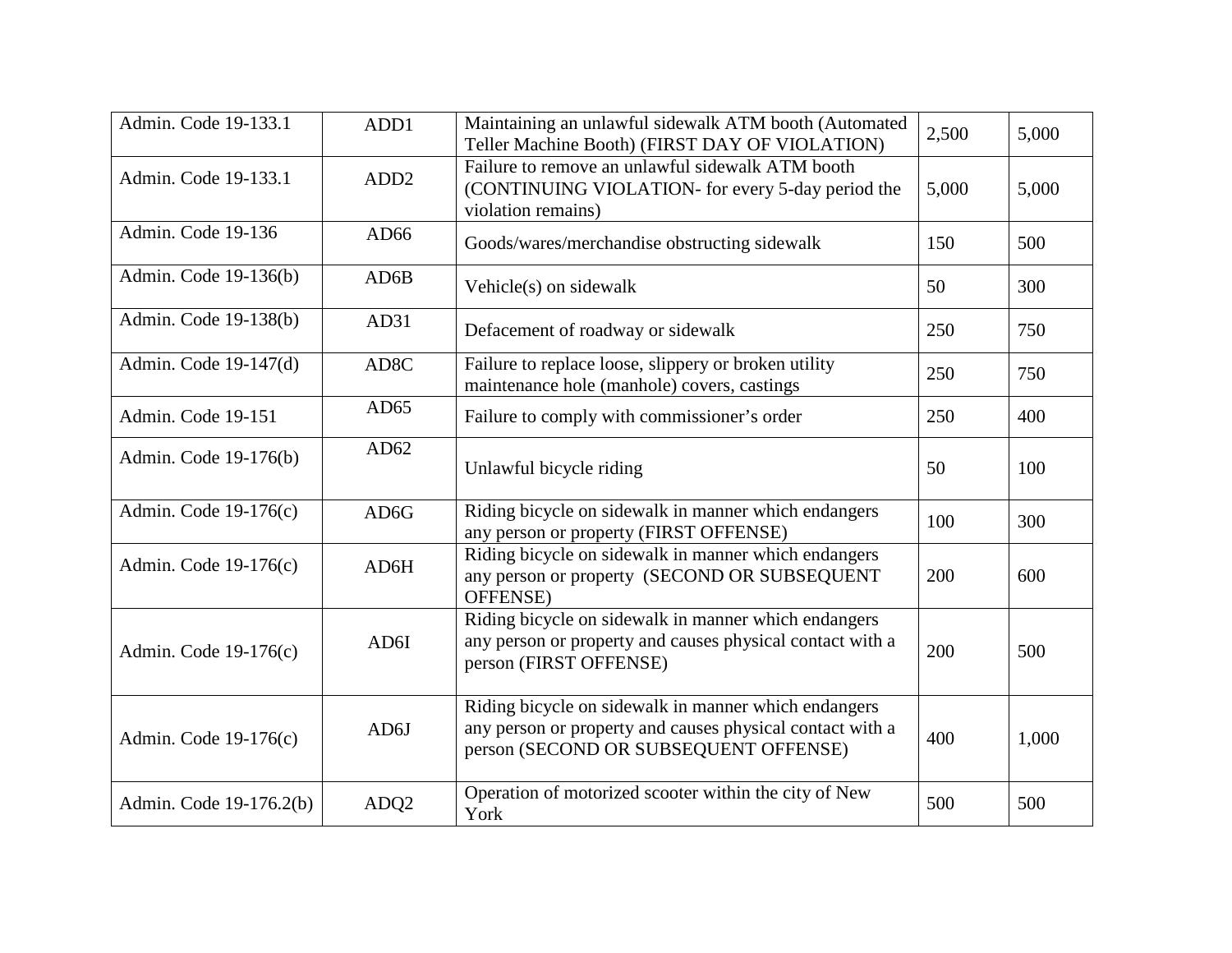| Admin. Code 19-133.1 | ADD1 | Maintaining an unlawful sidewalk ATM booth (Automated Teller Machine Booth) (FIRST DAY OF VIOLATION) | 2,500 | 5,000 |
|---|---|---|---|---|
| Admin. Code 19-133.1 | ADD2 | Failure to remove an unlawful sidewalk ATM booth (CONTINUING VIOLATION- for every 5-day period the violation remains) | 5,000 | 5,000 |
| Admin. Code 19-136 | AD66 | Goods/wares/merchandise obstructing sidewalk | 150 | 500 |
| Admin. Code 19-136(b) | AD6B | Vehicle(s) on sidewalk | 50 | 300 |
| Admin. Code 19-138(b) | AD31 | Defacement of roadway or sidewalk | 250 | 750 |
| Admin. Code 19-147(d) | AD8C | Failure to replace loose, slippery or broken utility maintenance hole (manhole) covers, castings | 250 | 750 |
| Admin. Code 19-151 | AD65 | Failure to comply with commissioner's order | 250 | 400 |
| Admin. Code 19-176(b) | AD62 | Unlawful bicycle riding | 50 | 100 |
| Admin. Code 19-176(c) | AD6G | Riding bicycle on sidewalk in manner which endangers any person or property (FIRST OFFENSE) | 100 | 300 |
| Admin. Code 19-176(c) | AD6H | Riding bicycle on sidewalk in manner which endangers any person or property (SECOND OR SUBSEQUENT OFFENSE) | 200 | 600 |
| Admin. Code 19-176(c) | AD6I | Riding bicycle on sidewalk in manner which endangers any person or property and causes physical contact with a person (FIRST OFFENSE) | 200 | 500 |
| Admin. Code 19-176(c) | AD6J | Riding bicycle on sidewalk in manner which endangers any person or property and causes physical contact with a person (SECOND OR SUBSEQUENT OFFENSE) | 400 | 1,000 |
| Admin. Code 19-176.2(b) | ADQ2 | Operation of motorized scooter within the city of New York | 500 | 500 |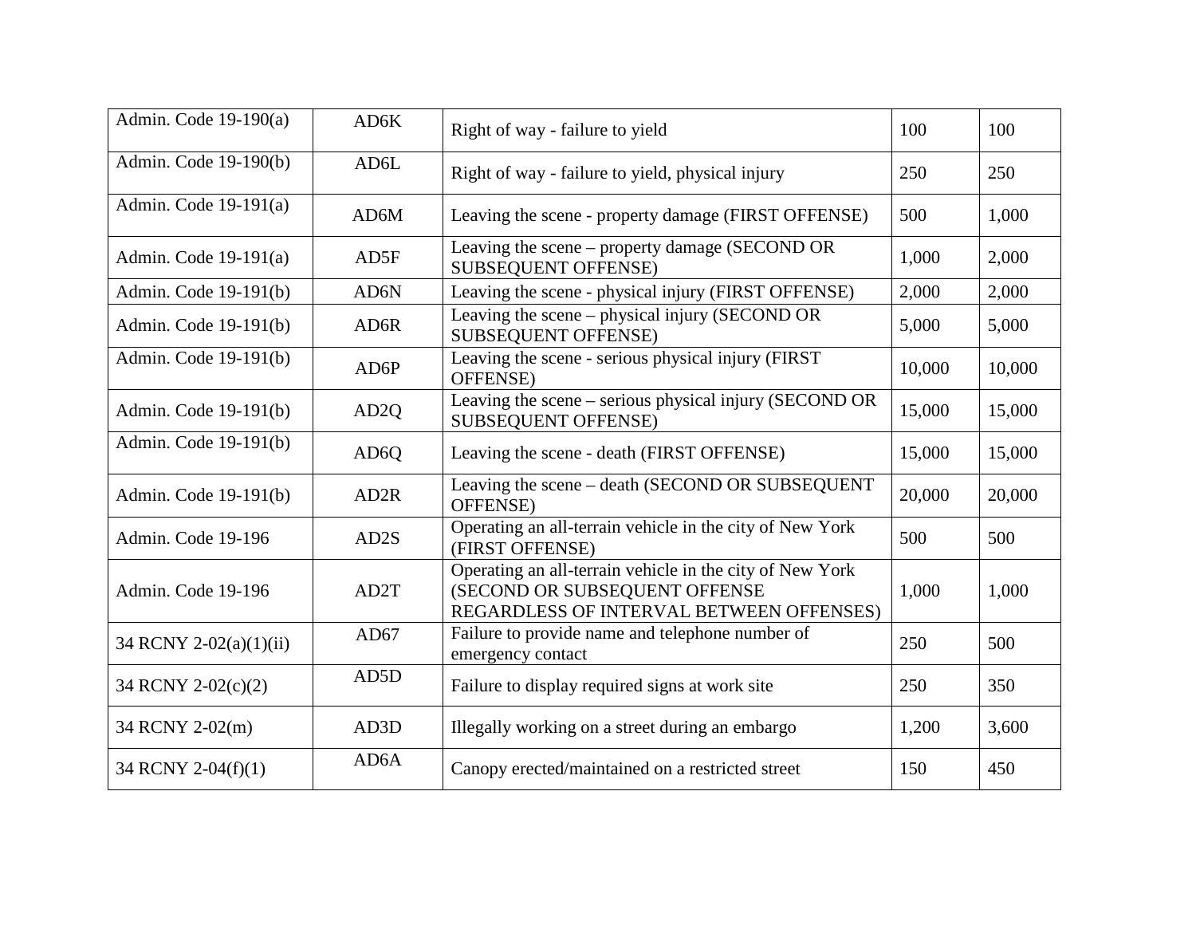| | | | | |
|---|---|---|---|---|
| Admin. Code 19-190(a) | AD6K | Right of way - failure to yield | 100 | 100 |
| Admin. Code 19-190(b) | AD6L | Right of way - failure to yield, physical injury | 250 | 250 |
| Admin. Code 19-191(a) | AD6M | Leaving the scene - property damage (FIRST OFFENSE) | 500 | 1,000 |
| Admin. Code 19-191(a) | AD5F | Leaving the scene – property damage (SECOND OR SUBSEQUENT OFFENSE) | 1,000 | 2,000 |
| Admin. Code 19-191(b) | AD6N | Leaving the scene - physical injury (FIRST OFFENSE) | 2,000 | 2,000 |
| Admin. Code 19-191(b) | AD6R | Leaving the scene – physical injury (SECOND OR SUBSEQUENT OFFENSE) | 5,000 | 5,000 |
| Admin. Code 19-191(b) | AD6P | Leaving the scene - serious physical injury (FIRST OFFENSE) | 10,000 | 10,000 |
| Admin. Code 19-191(b) | AD2Q | Leaving the scene – serious physical injury (SECOND OR SUBSEQUENT OFFENSE) | 15,000 | 15,000 |
| Admin. Code 19-191(b) | AD6Q | Leaving the scene - death (FIRST OFFENSE) | 15,000 | 15,000 |
| Admin. Code 19-191(b) | AD2R | Leaving the scene – death (SECOND OR SUBSEQUENT OFFENSE) | 20,000 | 20,000 |
| Admin. Code 19-196 | AD2S | Operating an all-terrain vehicle in the city of New York (FIRST OFFENSE) | 500 | 500 |
| Admin. Code 19-196 | AD2T | Operating an all-terrain vehicle in the city of New York (SECOND OR SUBSEQUENT OFFENSE REGARDLESS OF INTERVAL BETWEEN OFFENSES) | 1,000 | 1,000 |
| 34 RCNY 2-02(a)(1)(ii) | AD67 | Failure to provide name and telephone number of emergency contact | 250 | 500 |
| 34 RCNY 2-02(c)(2) | AD5D | Failure to display required signs at work site | 250 | 350 |
| 34 RCNY 2-02(m) | AD3D | Illegally working on a street during an embargo | 1,200 | 3,600 |
| 34 RCNY 2-04(f)(1) | AD6A | Canopy erected/maintained on a restricted street | 150 | 450 |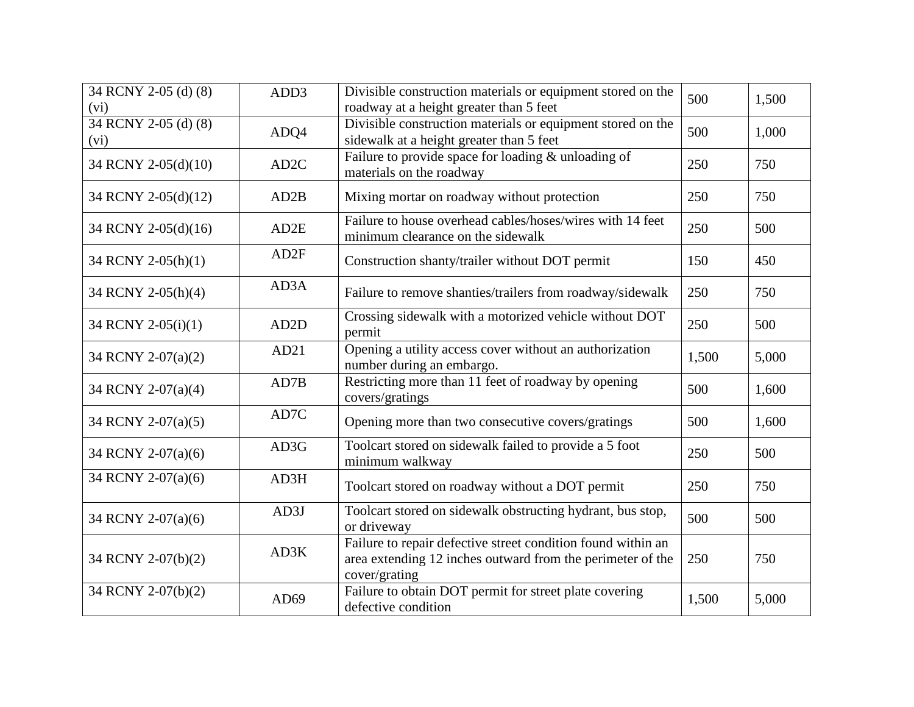| 34 RCNY 2-05 (d) (8) (vi) | ADD3 | Divisible construction materials or equipment stored on the roadway at a height greater than 5 feet | 500 | 1,500 |
|---|---|---|---|---|
| 34 RCNY 2-05 (d) (8) (vi) | ADQ4 | Divisible construction materials or equipment stored on the sidewalk at a height greater than 5 feet | 500 | 1,000 |
| 34 RCNY 2-05(d)(10) | AD2C | Failure to provide space for loading & unloading of materials on the roadway | 250 | 750 |
| 34 RCNY 2-05(d)(12) | AD2B | Mixing mortar on roadway without protection | 250 | 750 |
| 34 RCNY 2-05(d)(16) | AD2E | Failure to house overhead cables/hoses/wires with 14 feet minimum clearance on the sidewalk | 250 | 500 |
| 34 RCNY 2-05(h)(1) | AD2F | Construction shanty/trailer without DOT permit | 150 | 450 |
| 34 RCNY 2-05(h)(4) | AD3A | Failure to remove shanties/trailers from roadway/sidewalk | 250 | 750 |
| 34 RCNY 2-05(i)(1) | AD2D | Crossing sidewalk with a motorized vehicle without DOT permit | 250 | 500 |
| 34 RCNY 2-07(a)(2) | AD21 | Opening a utility access cover without an authorization number during an embargo. | 1,500 | 5,000 |
| 34 RCNY 2-07(a)(4) | AD7B | Restricting more than 11 feet of roadway by opening covers/gratings | 500 | 1,600 |
| 34 RCNY 2-07(a)(5) | AD7C | Opening more than two consecutive covers/gratings | 500 | 1,600 |
| 34 RCNY 2-07(a)(6) | AD3G | Toolcart stored on sidewalk failed to provide a 5 foot minimum walkway | 250 | 500 |
| 34 RCNY 2-07(a)(6) | AD3H | Toolcart stored on roadway without a DOT permit | 250 | 750 |
| 34 RCNY 2-07(a)(6) | AD3J | Toolcart stored on sidewalk obstructing hydrant, bus stop, or driveway | 500 | 500 |
| 34 RCNY 2-07(b)(2) | AD3K | Failure to repair defective street condition found within an area extending 12 inches outward from the perimeter of the cover/grating | 250 | 750 |
| 34 RCNY 2-07(b)(2) | AD69 | Failure to obtain DOT permit for street plate covering defective condition | 1,500 | 5,000 |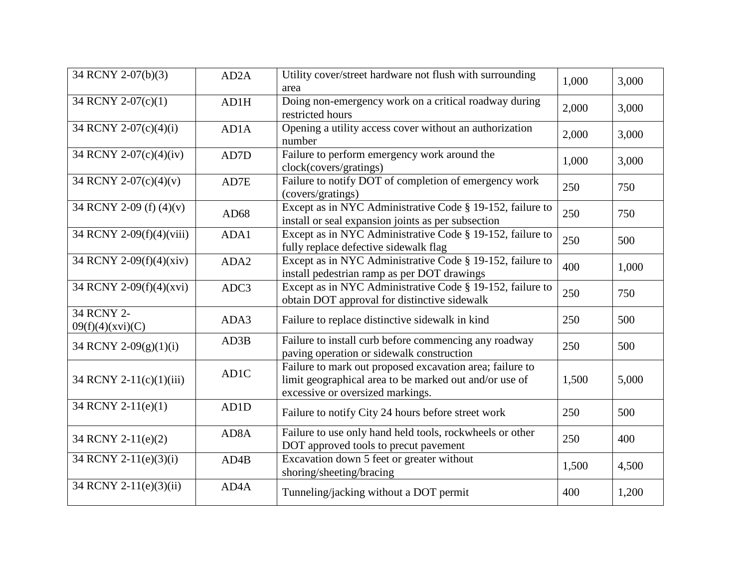| 34 RCNY 2-07(b)(3) | AD2A | Utility cover/street hardware not flush with surrounding area | 1,000 | 3,000 |
|---|---|---|---|---|
| 34 RCNY 2-07(c)(1) | AD1H | Doing non-emergency work on a critical roadway during restricted hours | 2,000 | 3,000 |
| 34 RCNY 2-07(c)(4)(i) | AD1A | Opening a utility access cover without an authorization number | 2,000 | 3,000 |
| 34 RCNY 2-07(c)(4)(iv) | AD7D | Failure to perform emergency work around the clock(covers/gratings) | 1,000 | 3,000 |
| 34 RCNY 2-07(c)(4)(v) | AD7E | Failure to notify DOT of completion of emergency work (covers/gratings) | 250 | 750 |
| 34 RCNY 2-09 (f) (4)(v) | AD68 | Except as in NYC Administrative Code § 19-152, failure to install or seal expansion joints as per subsection | 250 | 750 |
| 34 RCNY 2-09(f)(4)(viii) | ADA1 | Except as in NYC Administrative Code § 19-152, failure to fully replace defective sidewalk flag | 250 | 500 |
| 34 RCNY 2-09(f)(4)(xiv) | ADA2 | Except as in NYC Administrative Code § 19-152, failure to install pedestrian ramp as per DOT drawings | 400 | 1,000 |
| 34 RCNY 2-09(f)(4)(xvi) | ADC3 | Except as in NYC Administrative Code § 19-152, failure to obtain DOT approval for distinctive sidewalk | 250 | 750 |
| 34 RCNY 2-09(f)(4)(xvi)(C) | ADA3 | Failure to replace distinctive sidewalk in kind | 250 | 500 |
| 34 RCNY 2-09(g)(1)(i) | AD3B | Failure to install curb before commencing any roadway paving operation or sidewalk construction | 250 | 500 |
| 34 RCNY 2-11(c)(1)(iii) | AD1C | Failure to mark out proposed excavation area; failure to limit geographical area to be marked out and/or use of excessive or oversized markings. | 1,500 | 5,000 |
| 34 RCNY 2-11(e)(1) | AD1D | Failure to notify City 24 hours before street work | 250 | 500 |
| 34 RCNY 2-11(e)(2) | AD8A | Failure to use only hand held tools, rockwheels or other DOT approved tools to precut pavement | 250 | 400 |
| 34 RCNY 2-11(e)(3)(i) | AD4B | Excavation down 5 feet or greater without shoring/sheeting/bracing | 1,500 | 4,500 |
| 34 RCNY 2-11(e)(3)(ii) | AD4A | Tunneling/jacking without a DOT permit | 400 | 1,200 |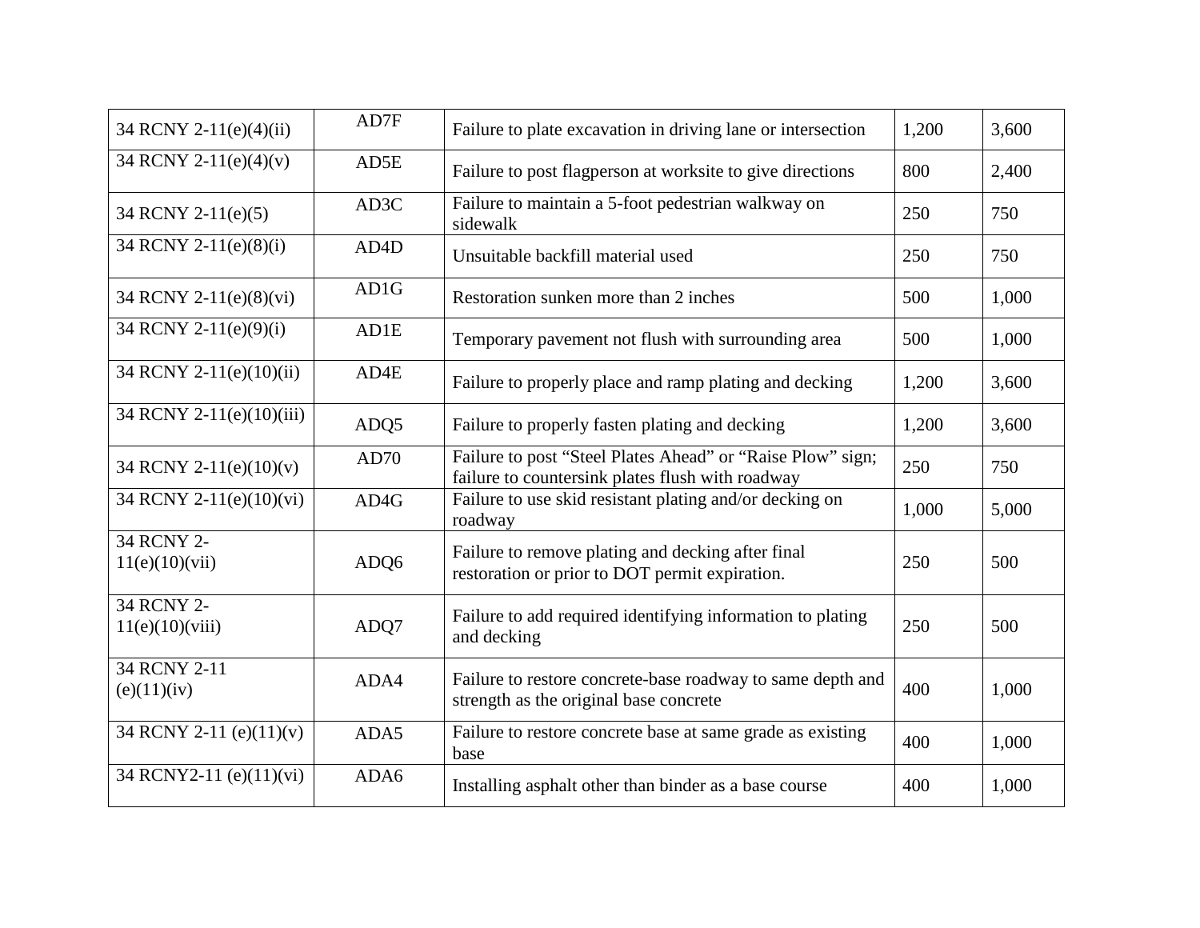| 34 RCNY 2-11(e)(4)(ii) | AD7F | Failure to plate excavation in driving lane or intersection | 1,200 | 3,600 |
|---|---|---|---|---|
| 34 RCNY 2-11(e)(4)(v) | AD5E | Failure to post flagperson at worksite to give directions | 800 | 2,400 |
| 34 RCNY 2-11(e)(5) | AD3C | Failure to maintain a 5-foot pedestrian walkway on sidewalk | 250 | 750 |
| 34 RCNY 2-11(e)(8)(i) | AD4D | Unsuitable backfill material used | 250 | 750 |
| 34 RCNY 2-11(e)(8)(vi) | AD1G | Restoration sunken more than 2 inches | 500 | 1,000 |
| 34 RCNY 2-11(e)(9)(i) | AD1E | Temporary pavement not flush with surrounding area | 500 | 1,000 |
| 34 RCNY 2-11(e)(10)(ii) | AD4E | Failure to properly place and ramp plating and decking | 1,200 | 3,600 |
| 34 RCNY 2-11(e)(10)(iii) | ADQ5 | Failure to properly fasten plating and decking | 1,200 | 3,600 |
| 34 RCNY 2-11(e)(10)(v) | AD70 | Failure to post "Steel Plates Ahead" or "Raise Plow" sign; failure to countersink plates flush with roadway | 250 | 750 |
| 34 RCNY 2-11(e)(10)(vi) | AD4G | Failure to use skid resistant plating and/or decking on roadway | 1,000 | 5,000 |
| 34 RCNY 2-11(e)(10)(vii) | ADQ6 | Failure to remove plating and decking after final restoration or prior to DOT permit expiration. | 250 | 500 |
| 34 RCNY 2-11(e)(10)(viii) | ADQ7 | Failure to add required identifying information to plating and decking | 250 | 500 |
| 34 RCNY 2-11 (e)(11)(iv) | ADA4 | Failure to restore concrete-base roadway to same depth and strength as the original base concrete | 400 | 1,000 |
| 34 RCNY 2-11 (e)(11)(v) | ADA5 | Failure to restore concrete base at same grade as existing base | 400 | 1,000 |
| 34 RCNY2-11 (e)(11)(vi) | ADA6 | Installing asphalt other than binder as a base course | 400 | 1,000 |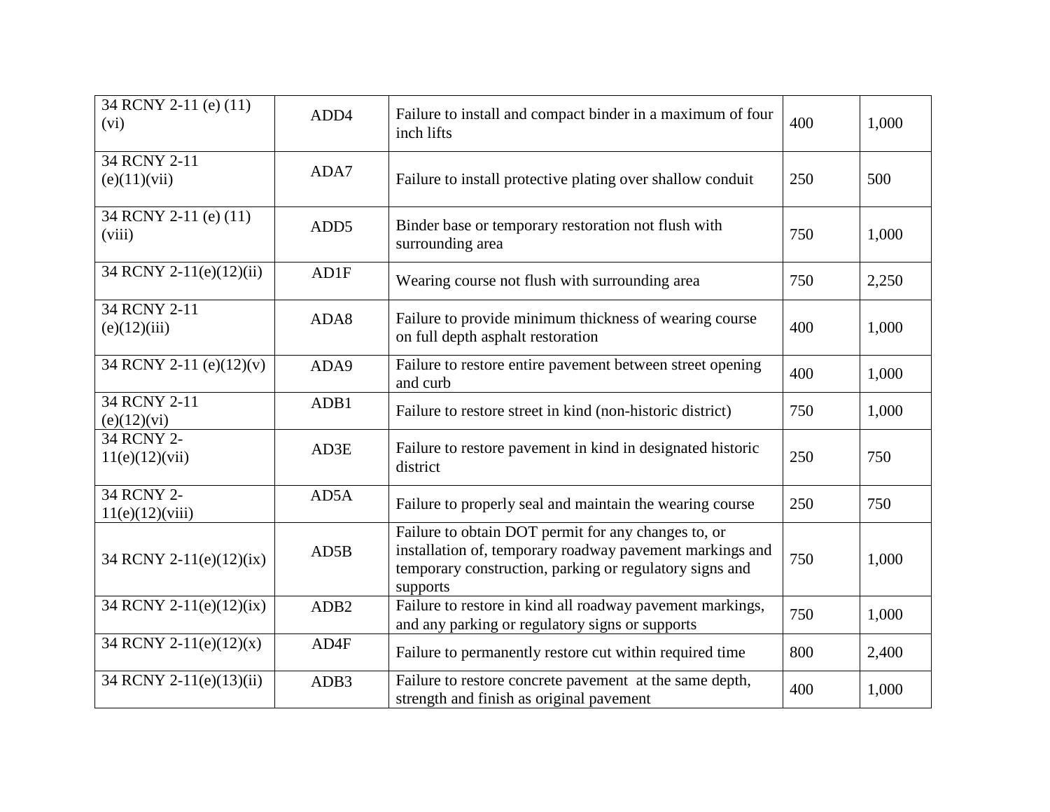| 34 RCNY 2-11 (e) (11) (vi) | ADD4 | Failure to install and compact binder in a maximum of four inch lifts | 400 | 1,000 |
|---|---|---|---|---|
| 34 RCNY 2-11 (e)(11)(vii) | ADA7 | Failure to install protective plating over shallow conduit | 250 | 500 |
| 34 RCNY 2-11 (e) (11) (viii) | ADD5 | Binder base or temporary restoration not flush with surrounding area | 750 | 1,000 |
| 34 RCNY 2-11(e)(12)(ii) | AD1F | Wearing course not flush with surrounding area | 750 | 2,250 |
| 34 RCNY 2-11 (e)(12)(iii) | ADA8 | Failure to provide minimum thickness of wearing course on full depth asphalt restoration | 400 | 1,000 |
| 34 RCNY 2-11 (e)(12)(v) | ADA9 | Failure to restore entire pavement between street opening and curb | 400 | 1,000 |
| 34 RCNY 2-11 (e)(12)(vi) | ADB1 | Failure to restore street in kind (non-historic district) | 750 | 1,000 |
| 34 RCNY 2-11(e)(12)(vii) | AD3E | Failure to restore pavement in kind in designated historic district | 250 | 750 |
| 34 RCNY 2-11(e)(12)(viii) | AD5A | Failure to properly seal and maintain the wearing course | 250 | 750 |
| 34 RCNY 2-11(e)(12)(ix) | AD5B | Failure to obtain DOT permit for any changes to, or installation of, temporary roadway pavement markings and temporary construction, parking or regulatory signs and supports | 750 | 1,000 |
| 34 RCNY 2-11(e)(12)(ix) | ADB2 | Failure to restore in kind all roadway pavement markings, and any parking or regulatory signs or supports | 750 | 1,000 |
| 34 RCNY 2-11(e)(12)(x) | AD4F | Failure to permanently restore cut within required time | 800 | 2,400 |
| 34 RCNY 2-11(e)(13)(ii) | ADB3 | Failure to restore concrete pavement at the same depth, strength and finish as original pavement | 400 | 1,000 |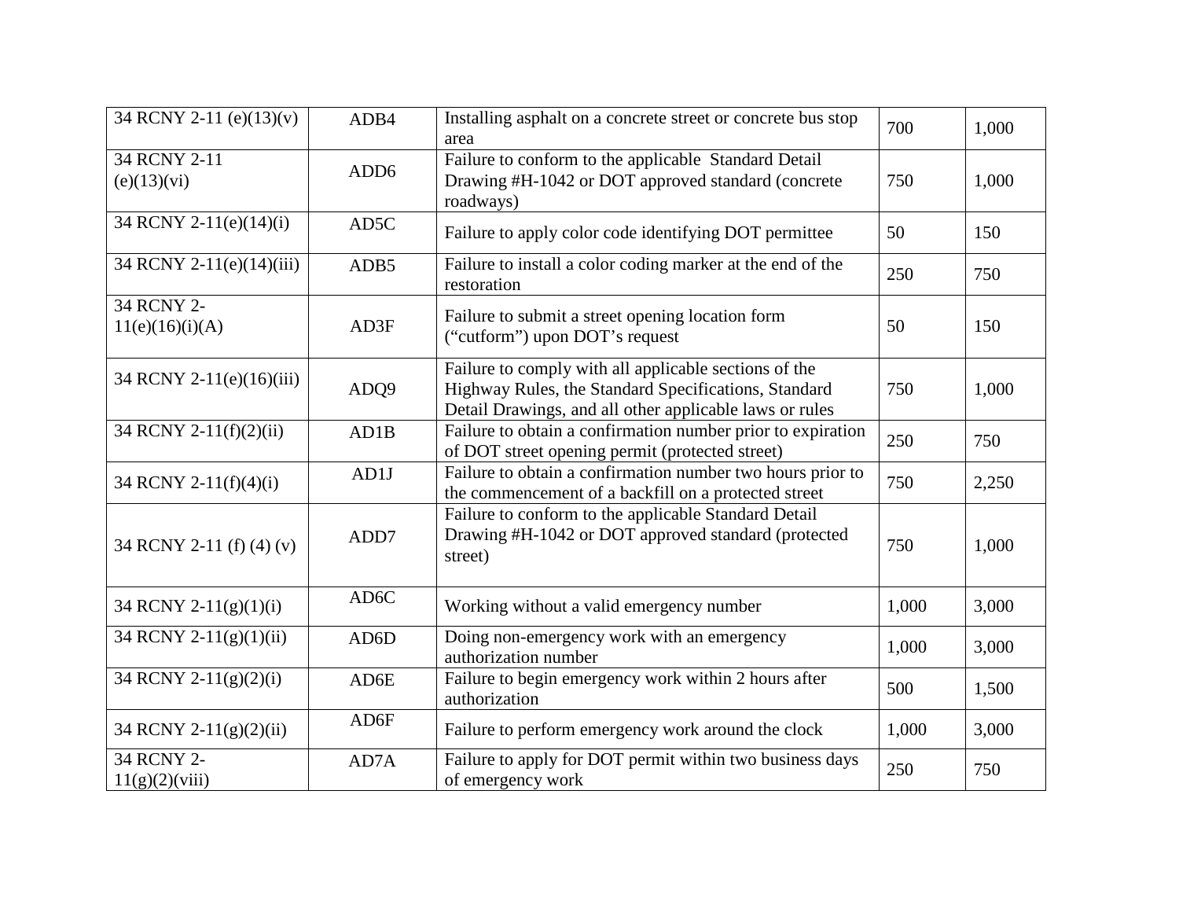| | | | | |
|---|---|---|---|---|
| 34 RCNY 2-11 (e)(13)(v) | ADB4 | Installing asphalt on a concrete street or concrete bus stop area | 700 | 1,000 |
| 34 RCNY 2-11 (e)(13)(vi) | ADD6 | Failure to conform to the applicable Standard Detail Drawing #H-1042 or DOT approved standard (concrete roadways) | 750 | 1,000 |
| 34 RCNY 2-11(e)(14)(i) | AD5C | Failure to apply color code identifying DOT permittee | 50 | 150 |
| 34 RCNY 2-11(e)(14)(iii) | ADB5 | Failure to install a color coding marker at the end of the restoration | 250 | 750 |
| 34 RCNY 2-11(e)(16)(i)(A) | AD3F | Failure to submit a street opening location form ("cutform") upon DOT's request | 50 | 150 |
| 34 RCNY 2-11(e)(16)(iii) | ADQ9 | Failure to comply with all applicable sections of the Highway Rules, the Standard Specifications, Standard Detail Drawings, and all other applicable laws or rules | 750 | 1,000 |
| 34 RCNY 2-11(f)(2)(ii) | AD1B | Failure to obtain a confirmation number prior to expiration of DOT street opening permit (protected street) | 250 | 750 |
| 34 RCNY 2-11(f)(4)(i) | AD1J | Failure to obtain a confirmation number two hours prior to the commencement of a backfill on a protected street | 750 | 2,250 |
| 34 RCNY 2-11 (f) (4) (v) | ADD7 | Failure to conform to the applicable Standard Detail Drawing #H-1042 or DOT approved standard (protected street) | 750 | 1,000 |
| 34 RCNY 2-11(g)(1)(i) | AD6C | Working without a valid emergency number | 1,000 | 3,000 |
| 34 RCNY 2-11(g)(1)(ii) | AD6D | Doing non-emergency work with an emergency authorization number | 1,000 | 3,000 |
| 34 RCNY 2-11(g)(2)(i) | AD6E | Failure to begin emergency work within 2 hours after authorization | 500 | 1,500 |
| 34 RCNY 2-11(g)(2)(ii) | AD6F | Failure to perform emergency work around the clock | 1,000 | 3,000 |
| 34 RCNY 2-11(g)(2)(viii) | AD7A | Failure to apply for DOT permit within two business days of emergency work | 250 | 750 |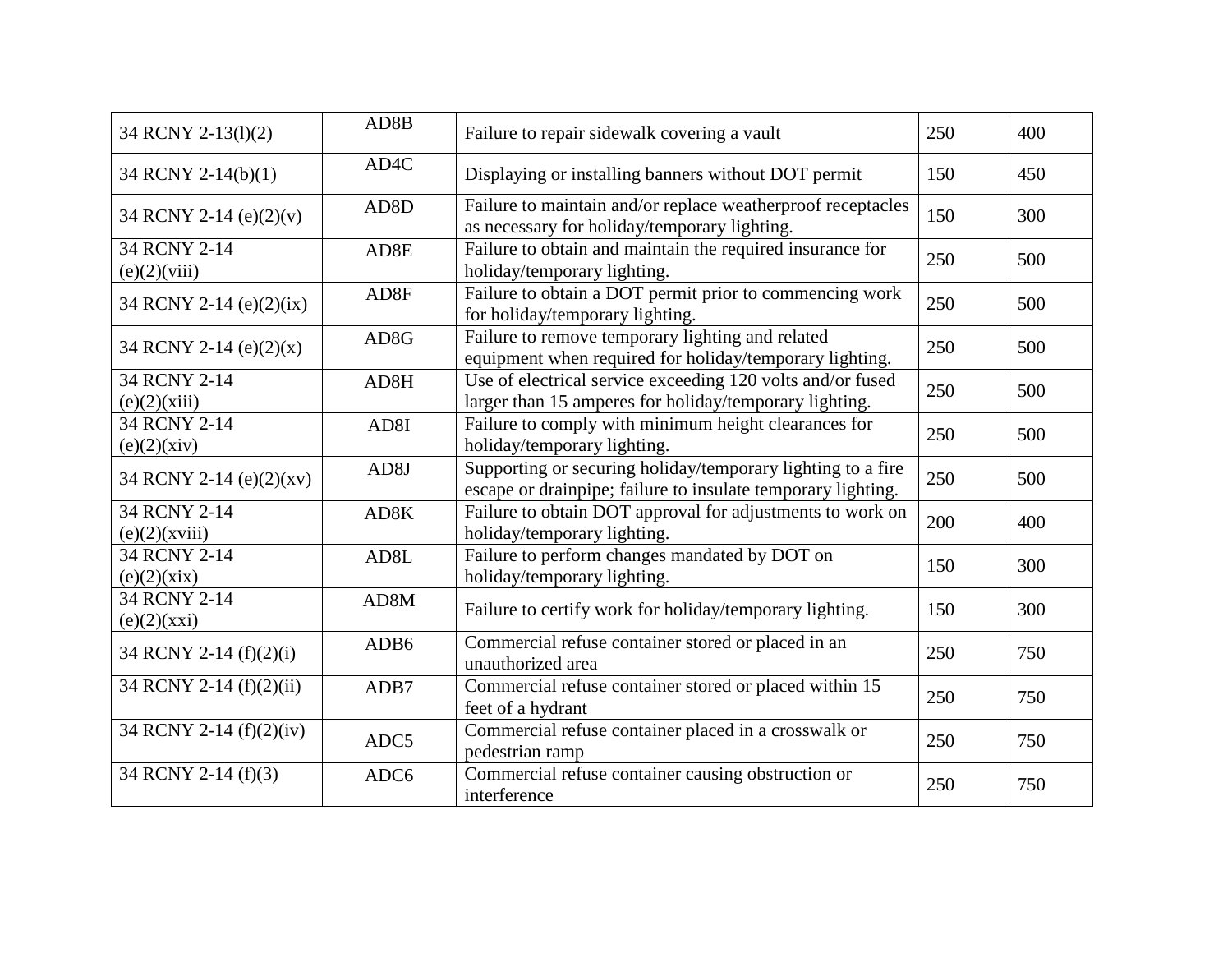| 34 RCNY 2-13(l)(2) | AD8B | Failure to repair sidewalk covering a vault | 250 | 400 |
|---|---|---|---|---|
| 34 RCNY 2-14(b)(1) | AD4C | Displaying or installing banners without DOT permit | 150 | 450 |
| 34 RCNY 2-14 (e)(2)(v) | AD8D | Failure to maintain and/or replace weatherproof receptacles as necessary for holiday/temporary lighting. | 150 | 300 |
| 34 RCNY 2-14 (e)(2)(viii) | AD8E | Failure to obtain and maintain the required insurance for holiday/temporary lighting. | 250 | 500 |
| 34 RCNY 2-14 (e)(2)(ix) | AD8F | Failure to obtain a DOT permit prior to commencing work for holiday/temporary lighting. | 250 | 500 |
| 34 RCNY 2-14 (e)(2)(x) | AD8G | Failure to remove temporary lighting and related equipment when required for holiday/temporary lighting. | 250 | 500 |
| 34 RCNY 2-14 (e)(2)(xiii) | AD8H | Use of electrical service exceeding 120 volts and/or fused larger than 15 amperes for holiday/temporary lighting. | 250 | 500 |
| 34 RCNY 2-14 (e)(2)(xiv) | AD8I | Failure to comply with minimum height clearances for holiday/temporary lighting. | 250 | 500 |
| 34 RCNY 2-14 (e)(2)(xv) | AD8J | Supporting or securing holiday/temporary lighting to a fire escape or drainpipe; failure to insulate temporary lighting. | 250 | 500 |
| 34 RCNY 2-14 (e)(2)(xviii) | AD8K | Failure to obtain DOT approval for adjustments to work on holiday/temporary lighting. | 200 | 400 |
| 34 RCNY 2-14 (e)(2)(xix) | AD8L | Failure to perform changes mandated by DOT on holiday/temporary lighting. | 150 | 300 |
| 34 RCNY 2-14 (e)(2)(xxi) | AD8M | Failure to certify work for holiday/temporary lighting. | 150 | 300 |
| 34 RCNY 2-14 (f)(2)(i) | ADB6 | Commercial refuse container stored or placed in an unauthorized area | 250 | 750 |
| 34 RCNY 2-14 (f)(2)(ii) | ADB7 | Commercial refuse container stored or placed within 15 feet of a hydrant | 250 | 750 |
| 34 RCNY 2-14 (f)(2)(iv) | ADC5 | Commercial refuse container placed in a crosswalk or pedestrian ramp | 250 | 750 |
| 34 RCNY 2-14 (f)(3) | ADC6 | Commercial refuse container causing obstruction or interference | 250 | 750 |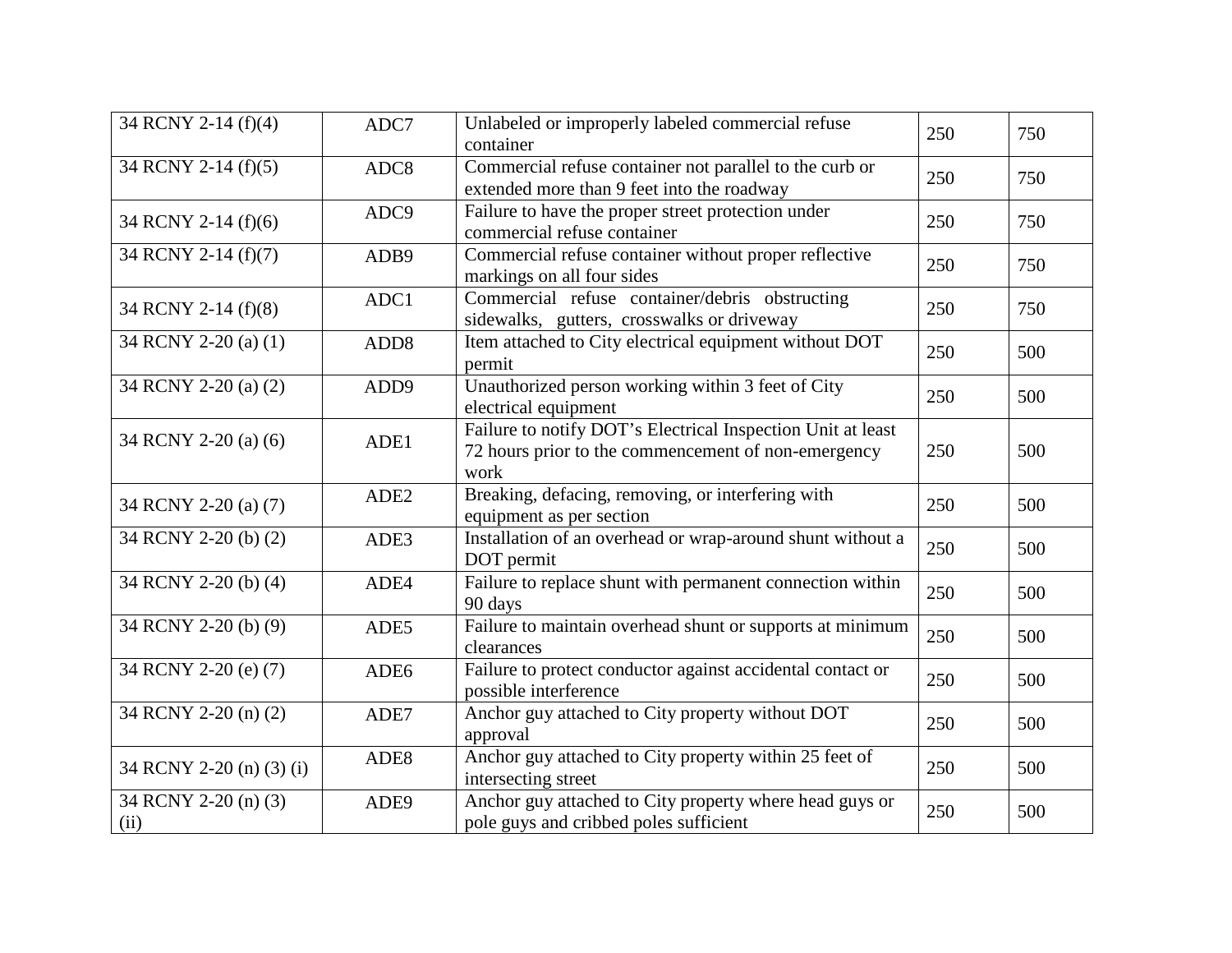| | | | | |
|---|---|---|---|---|
| 34 RCNY 2-14 (f)(4) | ADC7 | Unlabeled or improperly labeled commercial refuse container | 250 | 750 |
| 34 RCNY 2-14 (f)(5) | ADC8 | Commercial refuse container not parallel to the curb or extended more than 9 feet into the roadway | 250 | 750 |
| 34 RCNY 2-14 (f)(6) | ADC9 | Failure to have the proper street protection under commercial refuse container | 250 | 750 |
| 34 RCNY 2-14 (f)(7) | ADB9 | Commercial refuse container without proper reflective markings on all four sides | 250 | 750 |
| 34 RCNY 2-14 (f)(8) | ADC1 | Commercial refuse container/debris obstructing sidewalks, gutters, crosswalks or driveway | 250 | 750 |
| 34 RCNY 2-20 (a) (1) | ADD8 | Item attached to City electrical equipment without DOT permit | 250 | 500 |
| 34 RCNY 2-20 (a) (2) | ADD9 | Unauthorized person working within 3 feet of City electrical equipment | 250 | 500 |
| 34 RCNY 2-20 (a) (6) | ADE1 | Failure to notify DOT's Electrical Inspection Unit at least 72 hours prior to the commencement of non-emergency work | 250 | 500 |
| 34 RCNY 2-20 (a) (7) | ADE2 | Breaking, defacing, removing, or interfering with equipment as per section | 250 | 500 |
| 34 RCNY 2-20 (b) (2) | ADE3 | Installation of an overhead or wrap-around shunt without a DOT permit | 250 | 500 |
| 34 RCNY 2-20 (b) (4) | ADE4 | Failure to replace shunt with permanent connection within 90 days | 250 | 500 |
| 34 RCNY 2-20 (b) (9) | ADE5 | Failure to maintain overhead shunt or supports at minimum clearances | 250 | 500 |
| 34 RCNY 2-20 (e) (7) | ADE6 | Failure to protect conductor against accidental contact or possible interference | 250 | 500 |
| 34 RCNY 2-20 (n) (2) | ADE7 | Anchor guy attached to City property without DOT approval | 250 | 500 |
| 34 RCNY 2-20 (n) (3) (i) | ADE8 | Anchor guy attached to City property within 25 feet of intersecting street | 250 | 500 |
| 34 RCNY 2-20 (n) (3) (ii) | ADE9 | Anchor guy attached to City property where head guys or pole guys and cribbed poles sufficient | 250 | 500 |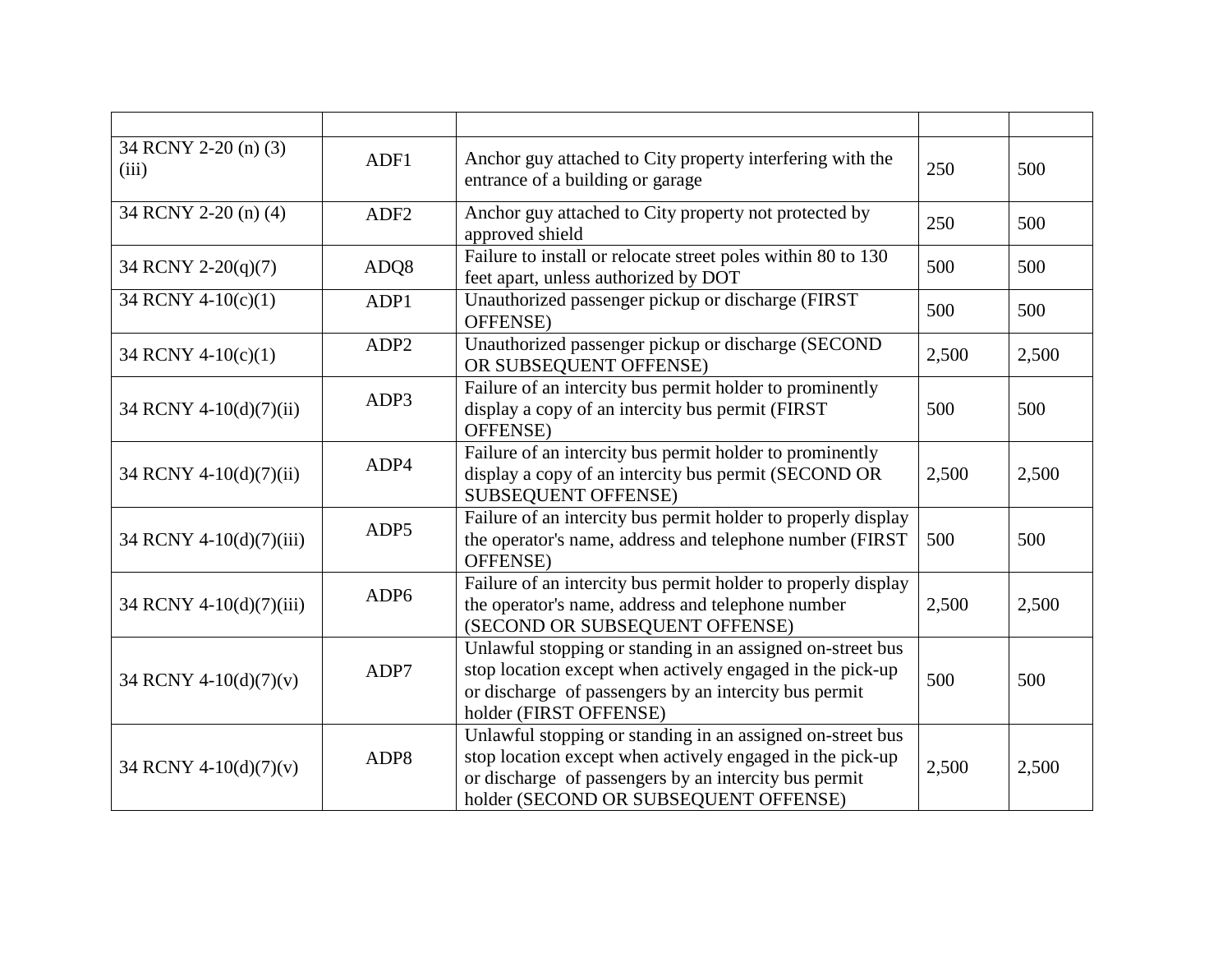| | | | | |
|---|---|---|---|---|
| 34 RCNY 2-20 (n) (3) (iii) | ADF1 | Anchor guy attached to City property interfering with the entrance of a building or garage | 250 | 500 |
| 34 RCNY 2-20 (n) (4) | ADF2 | Anchor guy attached to City property not protected by approved shield | 250 | 500 |
| 34 RCNY 2-20(q)(7) | ADQ8 | Failure to install or relocate street poles within 80 to 130 feet apart, unless authorized by DOT | 500 | 500 |
| 34 RCNY 4-10(c)(1) | ADP1 | Unauthorized passenger pickup or discharge (FIRST OFFENSE) | 500 | 500 |
| 34 RCNY 4-10(c)(1) | ADP2 | Unauthorized passenger pickup or discharge (SECOND OR SUBSEQUENT OFFENSE) | 2,500 | 2,500 |
| 34 RCNY 4-10(d)(7)(ii) | ADP3 | Failure of an intercity bus permit holder to prominently display a copy of an intercity bus permit (FIRST OFFENSE) | 500 | 500 |
| 34 RCNY 4-10(d)(7)(ii) | ADP4 | Failure of an intercity bus permit holder to prominently display a copy of an intercity bus permit (SECOND OR SUBSEQUENT OFFENSE) | 2,500 | 2,500 |
| 34 RCNY 4-10(d)(7)(iii) | ADP5 | Failure of an intercity bus permit holder to properly display the operator's name, address and telephone number (FIRST OFFENSE) | 500 | 500 |
| 34 RCNY 4-10(d)(7)(iii) | ADP6 | Failure of an intercity bus permit holder to properly display the operator's name, address and telephone number (SECOND OR SUBSEQUENT OFFENSE) | 2,500 | 2,500 |
| 34 RCNY 4-10(d)(7)(v) | ADP7 | Unlawful stopping or standing in an assigned on-street bus stop location except when actively engaged in the pick-up or discharge of passengers by an intercity bus permit holder (FIRST OFFENSE) | 500 | 500 |
| 34 RCNY 4-10(d)(7)(v) | ADP8 | Unlawful stopping or standing in an assigned on-street bus stop location except when actively engaged in the pick-up or discharge of passengers by an intercity bus permit holder (SECOND OR SUBSEQUENT OFFENSE) | 2,500 | 2,500 |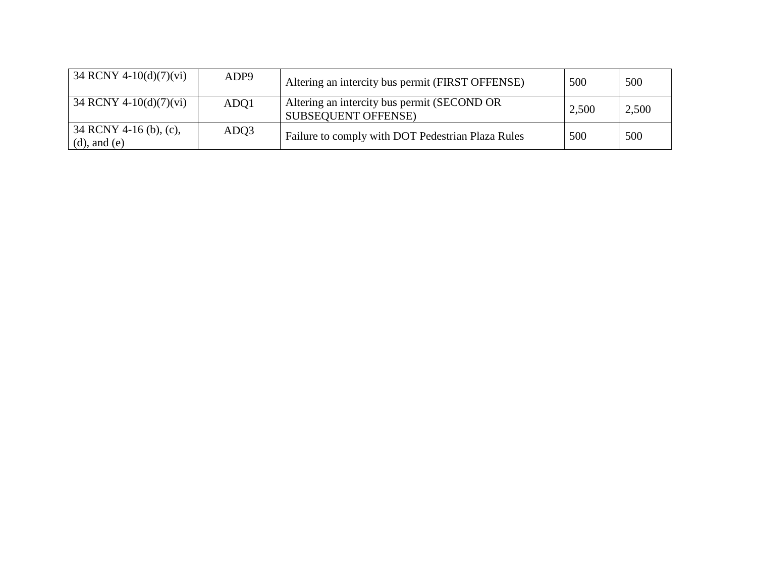| 34 RCNY 4-10(d)(7)(vi) | ADP9 | Altering an intercity bus permit (FIRST OFFENSE) | 500 | 500 |
|---|---|---|---|---|
| 34 RCNY 4-10(d)(7)(vi) | ADQ1 | Altering an intercity bus permit (SECOND OR SUBSEQUENT OFFENSE) | 2,500 | 2,500 |
| 34 RCNY 4-16 (b), (c), (d), and (e) | ADQ3 | Failure to comply with DOT Pedestrian Plaza Rules | 500 | 500 |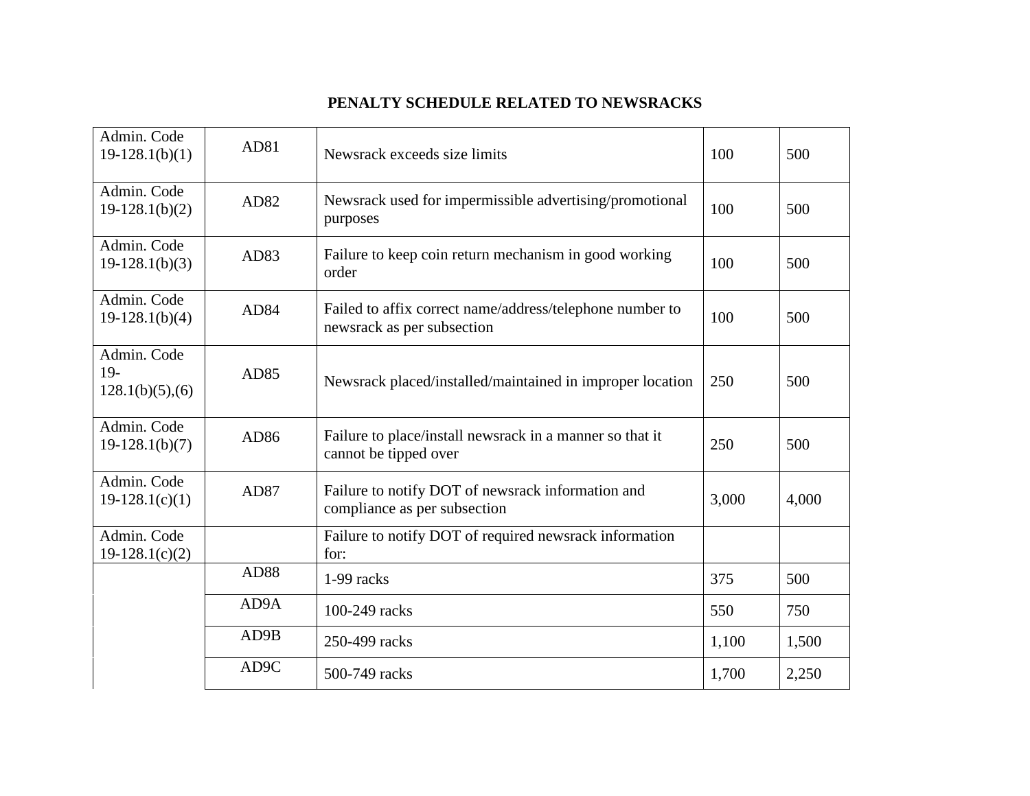# PENALTY SCHEDULE RELATED TO NEWSRACKS

| | | | | |
|---|---|---|---|---|
| Admin. Code 19-128.1(b)(1) | AD81 | Newsrack exceeds size limits | 100 | 500 |
| Admin. Code 19-128.1(b)(2) | AD82 | Newsrack used for impermissible advertising/promotional purposes | 100 | 500 |
| Admin. Code 19-128.1(b)(3) | AD83 | Failure to keep coin return mechanism in good working order | 100 | 500 |
| Admin. Code 19-128.1(b)(4) | AD84 | Failed to affix correct name/address/telephone number to newsrack as per subsection | 100 | 500 |
| Admin. Code 19-128.1(b)(5),(6) | AD85 | Newsrack placed/installed/maintained in improper location | 250 | 500 |
| Admin. Code 19-128.1(b)(7) | AD86 | Failure to place/install newsrack in a manner so that it cannot be tipped over | 250 | 500 |
| Admin. Code 19-128.1(c)(1) | AD87 | Failure to notify DOT of newsrack information and compliance as per subsection | 3,000 | 4,000 |
| Admin. Code 19-128.1(c)(2) | | Failure to notify DOT of required newsrack information for: | | |
| | AD88 | 1-99 racks | 375 | 500 |
| | AD9A | 100-249 racks | 550 | 750 |
| | AD9B | 250-499 racks | 1,100 | 1,500 |
| | AD9C | 500-749 racks | 1,700 | 2,250 |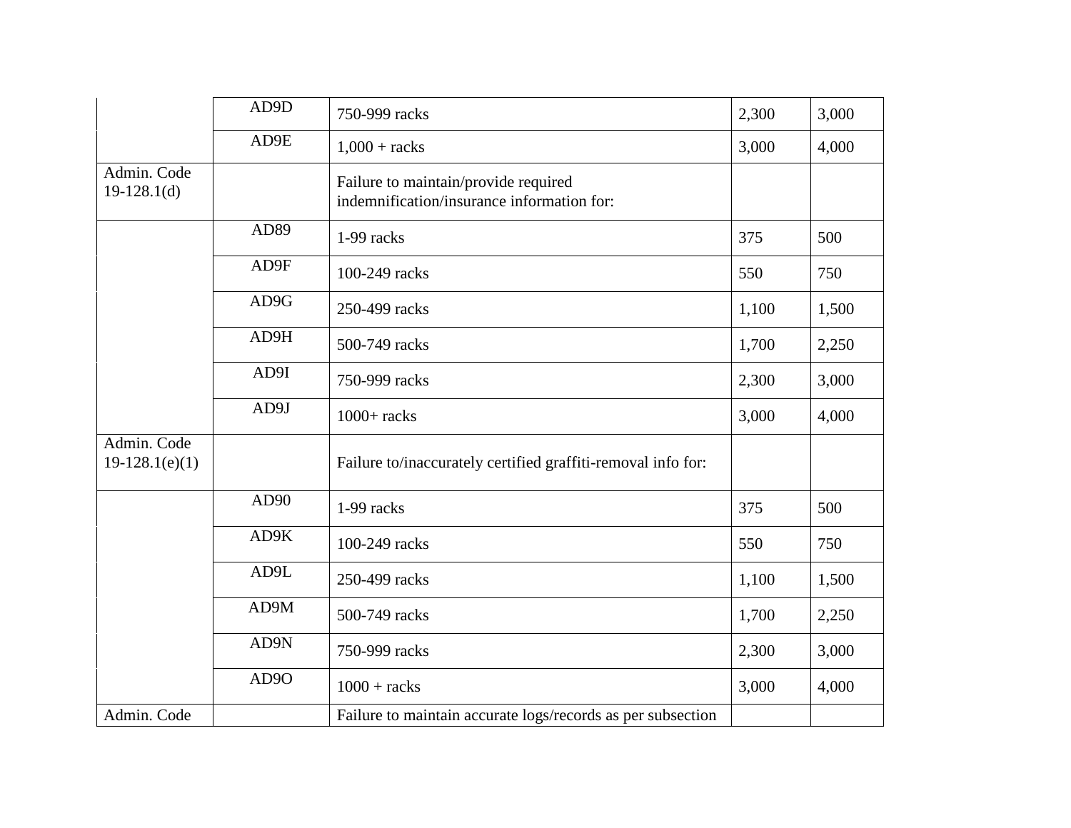| | | | | |
|---|---|---|---|---|
| | AD9D | 750-999 racks | 2,300 | 3,000 |
| | AD9E | 1,000 + racks | 3,000 | 4,000 |
| Admin. Code 19-128.1(d) | | Failure to maintain/provide required indemnification/insurance information for: | | |
| | AD89 | 1-99 racks | 375 | 500 |
| | AD9F | 100-249 racks | 550 | 750 |
| | AD9G | 250-499 racks | 1,100 | 1,500 |
| | AD9H | 500-749 racks | 1,700 | 2,250 |
| | AD9I | 750-999 racks | 2,300 | 3,000 |
| | AD9J | 1000+ racks | 3,000 | 4,000 |
| Admin. Code 19-128.1(e)(1) | | Failure to/inaccurately certified graffiti-removal info for: | | |
| | AD90 | 1-99 racks | 375 | 500 |
| | AD9K | 100-249 racks | 550 | 750 |
| | AD9L | 250-499 racks | 1,100 | 1,500 |
| | AD9M | 500-749 racks | 1,700 | 2,250 |
| | AD9N | 750-999 racks | 2,300 | 3,000 |
| | AD9O | 1000 + racks | 3,000 | 4,000 |
| Admin. Code | | Failure to maintain accurate logs/records as per subsection | | |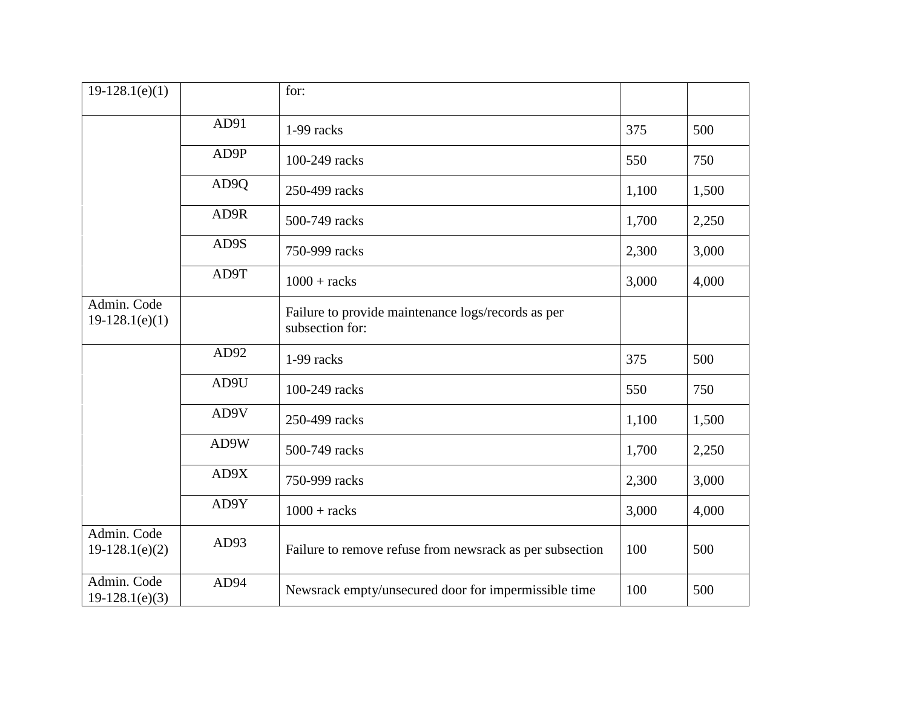| | | | | |
|---|---|---|---|---|
| 19-128.1(e)(1) | | for: | | |
| | AD91 | 1-99 racks | 375 | 500 |
| | AD9P | 100-249 racks | 550 | 750 |
| | AD9Q | 250-499 racks | 1,100 | 1,500 |
| | AD9R | 500-749 racks | 1,700 | 2,250 |
| | AD9S | 750-999 racks | 2,300 | 3,000 |
| | AD9T | 1000 + racks | 3,000 | 4,000 |
| Admin. Code 19-128.1(e)(1) | | Failure to provide maintenance logs/records as per subsection for: | | |
| | AD92 | 1-99 racks | 375 | 500 |
| | AD9U | 100-249 racks | 550 | 750 |
| | AD9V | 250-499 racks | 1,100 | 1,500 |
| | AD9W | 500-749 racks | 1,700 | 2,250 |
| | AD9X | 750-999 racks | 2,300 | 3,000 |
| | AD9Y | 1000 + racks | 3,000 | 4,000 |
| Admin. Code 19-128.1(e)(2) | AD93 | Failure to remove refuse from newsrack as per subsection | 100 | 500 |
| Admin. Code 19-128.1(e)(3) | AD94 | Newsrack empty/unsecured door for impermissible time | 100 | 500 |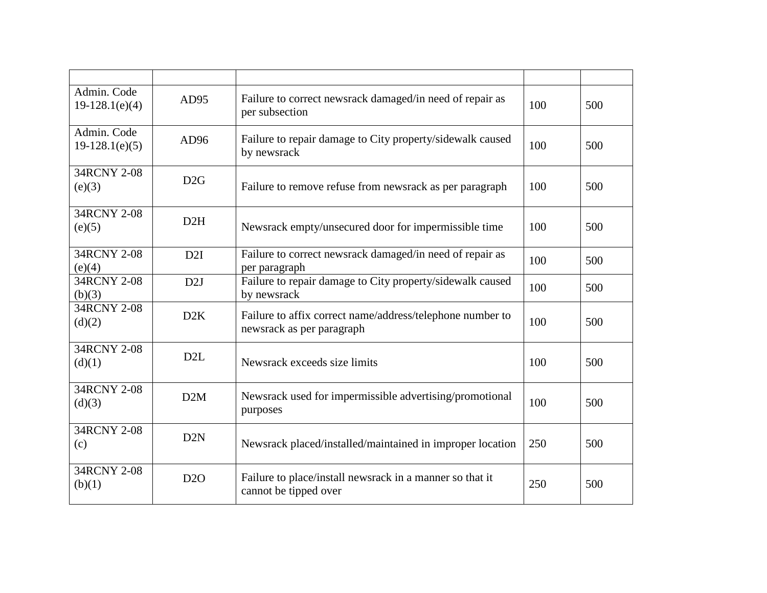| | | | | |
|---|---|---|---|---|
| Admin. Code 19-128.1(e)(4) | AD95 | Failure to correct newsrack damaged/in need of repair as per subsection | 100 | 500 |
| Admin. Code 19-128.1(e)(5) | AD96 | Failure to repair damage to City property/sidewalk caused by newsrack | 100 | 500 |
| 34RCNY 2-08 (e)(3) | D2G | Failure to remove refuse from newsrack as per paragraph | 100 | 500 |
| 34RCNY 2-08 (e)(5) | D2H | Newsrack empty/unsecured door for impermissible time | 100 | 500 |
| 34RCNY 2-08 (e)(4) | D2I | Failure to correct newsrack damaged/in need of repair as per paragraph | 100 | 500 |
| 34RCNY 2-08 (b)(3) | D2J | Failure to repair damage to City property/sidewalk caused by newsrack | 100 | 500 |
| 34RCNY 2-08 (d)(2) | D2K | Failure to affix correct name/address/telephone number to newsrack as per paragraph | 100 | 500 |
| 34RCNY 2-08 (d)(1) | D2L | Newsrack exceeds size limits | 100 | 500 |
| 34RCNY 2-08 (d)(3) | D2M | Newsrack used for impermissible advertising/promotional purposes | 100 | 500 |
| 34RCNY 2-08 (c) | D2N | Newsrack placed/installed/maintained in improper location | 250 | 500 |
| 34RCNY 2-08 (b)(1) | D2O | Failure to place/install newsrack in a manner so that it cannot be tipped over | 250 | 500 |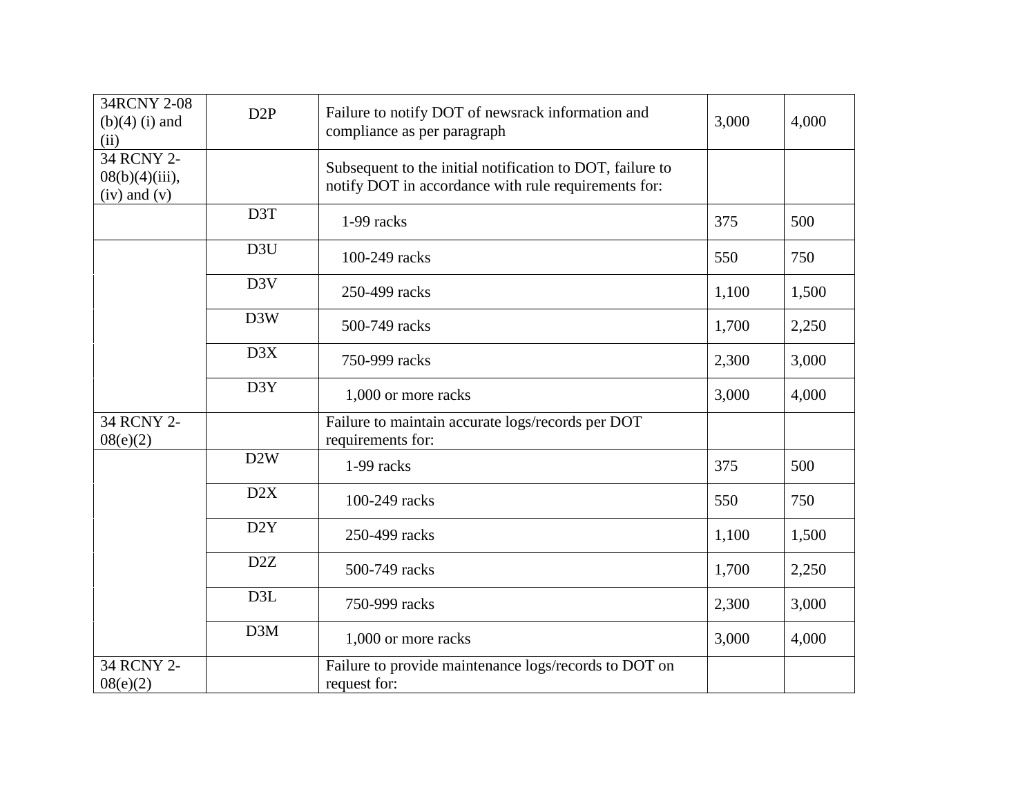| 34RCNY 2-08 (b)(4) (i) and (ii) | D2P | Failure to notify DOT of newsrack information and compliance as per paragraph | 3,000 | 4,000 |
|---|---|---|---|---|
| 34 RCNY 2-08(b)(4)(iii), (iv) and (v) | | Subsequent to the initial notification to DOT, failure to notify DOT in accordance with rule requirements for: | | |
| | D3T | 1-99 racks | 375 | 500 |
| | D3U | 100-249 racks | 550 | 750 |
| | D3V | 250-499 racks | 1,100 | 1,500 |
| | D3W | 500-749 racks | 1,700 | 2,250 |
| | D3X | 750-999 racks | 2,300 | 3,000 |
| | D3Y | 1,000 or more racks | 3,000 | 4,000 |
| 34 RCNY 2-08(e)(2) | | Failure to maintain accurate logs/records per DOT requirements for: | | |
| | D2W | 1-99 racks | 375 | 500 |
| | D2X | 100-249 racks | 550 | 750 |
| | D2Y | 250-499 racks | 1,100 | 1,500 |
| | D2Z | 500-749 racks | 1,700 | 2,250 |
| | D3L | 750-999 racks | 2,300 | 3,000 |
| | D3M | 1,000 or more racks | 3,000 | 4,000 |
| 34 RCNY 2-08(e)(2) | | Failure to provide maintenance logs/records to DOT on request for: | | |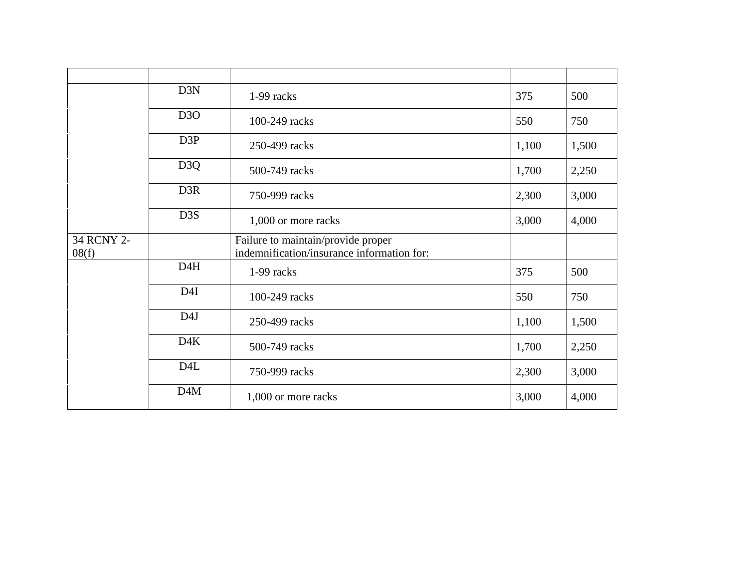| | | | | |
|---|---|---|---|---|
| | D3N | 1-99 racks | 375 | 500 |
| | D3O | 100-249 racks | 550 | 750 |
| | D3P | 250-499 racks | 1,100 | 1,500 |
| | D3Q | 500-749 racks | 1,700 | 2,250 |
| | D3R | 750-999 racks | 2,300 | 3,000 |
| | D3S | 1,000 or more racks | 3,000 | 4,000 |
| 34 RCNY 2-08(f) | | Failure to maintain/provide proper indemnification/insurance information for: | | |
| | D4H | 1-99 racks | 375 | 500 |
| | D4I | 100-249 racks | 550 | 750 |
| | D4J | 250-499 racks | 1,100 | 1,500 |
| | D4K | 500-749 racks | 1,700 | 2,250 |
| | D4L | 750-999 racks | 2,300 | 3,000 |
| | D4M | 1,000 or more racks | 3,000 | 4,000 |